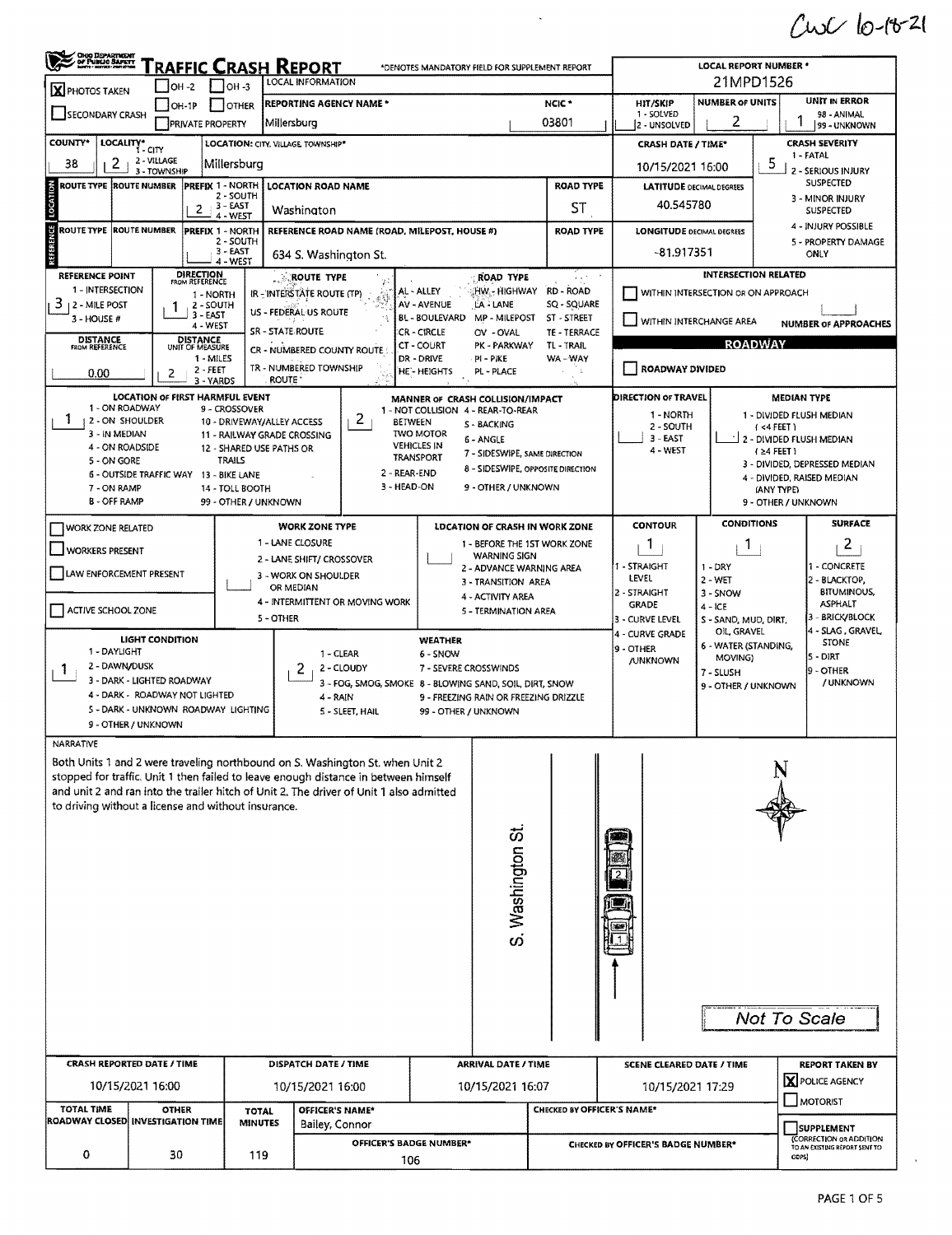CWC 10-18-21

# TRAFFIC CRASH REPORT

*DENOTES MANDATORY FIELD FOR SUPPLEMENT REPORT

| | | |
|---|---|---|
| LOCAL REPORT NUMBER * | 21MPD1526 | |
| [X] PHOTOS TAKEN | [ ] OH-2 [ ] OH-3 [ ] OH-1P [ ] OTHER | [ ] SECONDARY CRASH [ ] PRIVATE PROPERTY |
| REPORTING AGENCY NAME * | Millersburg | NCIC * 03801 |
| HIT/SKIP (1 - SOLVED, 2 - UNSOLVED) | NUMBER OF UNITS: 2 | UNIT IN ERROR: 1 (98 - ANIMAL, 99 - UNKNOWN) |

| COUNTY* | LOCALITY* (1 - CITY, 2 - VILLAGE, 3 - TOWNSHIP) | LOCATION: CITY, VILLAGE, TOWNSHIP* | CRASH DATE / TIME* | CRASH SEVERITY |
|---|---|---|---|---|
| 38 | 2 | Millersburg | 10/15/2021 16:00 | 5 |

CRASH SEVERITY: 1 - FATAL, 2 - SERIOUS INJURY SUSPECTED, 3 - MINOR INJURY SUSPECTED, 4 - INJURY POSSIBLE, 5 - PROPERTY DAMAGE ONLY

## LOCATION

| ROUTE TYPE | ROUTE NUMBER | PREFIX (1 - NORTH, 2 - SOUTH, 3 - EAST, 4 - WEST) | LOCATION ROAD NAME | ROAD TYPE | LATITUDE DECIMAL DEGREES |
|---|---|---|---|---|---|
| | | 2 | Washington | ST | 40.545780 |

## REFERENCE

| ROUTE TYPE | ROUTE NUMBER | PREFIX | REFERENCE ROAD NAME (ROAD, MILEPOST, HOUSE #) | ROAD TYPE | LONGITUDE DECIMAL DEGREES |
|---|---|---|---|---|---|
| | | | 634 S. Washington St. | | -81.917351 |

| REFERENCE POINT | DIRECTION FROM REFERENCE | DISTANCE FROM REFERENCE | DISTANCE UNIT OF MEASURE |
|---|---|---|---|
| 3 | 1 | 0.00 | 2 |

REFERENCE POINT: 1 - INTERSECTION, 2 - MILE POST, 3 - HOUSE #
DIRECTION: 1 - NORTH, 2 - SOUTH, 3 - EAST, 4 - WEST
DISTANCE UNIT OF MEASURE: 1 - MILES, 2 - FEET, 3 - YARDS

ROUTE TYPE: IR - INTERSTATE ROUTE (TP), US - FEDERAL US ROUTE, SR - STATE ROUTE, CR - NUMBERED COUNTY ROUTE, TR - NUMBERED TOWNSHIP ROUTE

ROAD TYPE: AL - ALLEY, AV - AVENUE, BL - BOULEVARD, CR - CIRCLE, CT - COURT, DR - DRIVE, HE - HEIGHTS, HW - HIGHWAY, LA - LANE, MP - MILEPOST, OV - OVAL, PK - PARKWAY, PI - PIKE, PL - PLACE, RD - ROAD, SQ - SQUARE, ST - STREET, TE - TERRACE, TL - TRAIL, WA - WAY

INTERSECTION RELATED: [ ] WITHIN INTERSECTION OR ON APPROACH [ ] WITHIN INTERCHANGE AREA — NUMBER OF APPROACHES: 

ROADWAY: [ ] ROADWAY DIVIDED

| LOCATION OF FIRST HARMFUL EVENT | MANNER OF CRASH COLLISION/IMPACT | DIRECTION OF TRAVEL | MEDIAN TYPE |
|---|---|---|---|
| 1 | 2 | | |

LOCATION OF FIRST HARMFUL EVENT: 1 - ON ROADWAY, 2 - ON SHOULDER, 3 - IN MEDIAN, 4 - ON ROADSIDE, 5 - ON GORE, 6 - OUTSIDE TRAFFIC WAY, 7 - ON RAMP, 8 - OFF RAMP, 9 - CROSSOVER, 10 - DRIVEWAY/ALLEY ACCESS, 11 - RAILWAY GRADE CROSSING, 12 - SHARED USE PATHS OR TRAILS, 13 - BIKE LANE, 14 - TOLL BOOTH, 99 - OTHER / UNKNOWN

MANNER OF CRASH COLLISION/IMPACT: 1 - NOT COLLISION BETWEEN TWO MOTOR VEHICLES IN TRANSPORT, 2 - REAR-END, 3 - HEAD-ON, 4 - REAR-TO-REAR, 5 - BACKING, 6 - ANGLE, 7 - SIDESWIPE, SAME DIRECTION, 8 - SIDESWIPE, OPPOSITE DIRECTION, 9 - OTHER / UNKNOWN

DIRECTION OF TRAVEL: 1 - NORTH, 2 - SOUTH, 3 - EAST, 4 - WEST

MEDIAN TYPE: 1 - DIVIDED FLUSH MEDIAN (<4 FEET), 2 - DIVIDED FLUSH MEDIAN (≥4 FEET), 3 - DIVIDED, DEPRESSED MEDIAN, 4 - DIVIDED, RAISED MEDIAN (ANY TYPE), 9 - OTHER / UNKNOWN

[ ] WORK ZONE RELATED [ ] WORKERS PRESENT [ ] LAW ENFORCEMENT PRESENT [ ] ACTIVE SCHOOL ZONE

WORK ZONE TYPE: 1 - LANE CLOSURE, 2 - LANE SHIFT/ CROSSOVER, 3 - WORK ON SHOULDER OR MEDIAN, 4 - INTERMITTENT OR MOVING WORK, 5 - OTHER

LOCATION OF CRASH IN WORK ZONE: 1 - BEFORE THE 1ST WORK ZONE WARNING SIGN, 2 - ADVANCE WARNING AREA, 3 - TRANSITION AREA, 4 - ACTIVITY AREA, 5 - TERMINATION AREA

| CONTOUR | CONDITIONS | SURFACE |
|---|---|---|
| 1 | 1 | 2 |

CONTOUR: 1 - STRAIGHT LEVEL, 2 - STRAIGHT GRADE, 3 - CURVE LEVEL, 4 - CURVE GRADE, 9 - OTHER /UNKNOWN
CONDITIONS: 1 - DRY, 2 - WET, 3 - SNOW, 4 - ICE, 5 - SAND, MUD, DIRT, OIL, GRAVEL, 6 - WATER (STANDING, MOVING), 7 - SLUSH, 9 - OTHER / UNKNOWN
SURFACE: 1 - CONCRETE, 2 - BLACKTOP, BITUMINOUS, ASPHALT, 3 - BRICK/BLOCK, 4 - SLAG, GRAVEL, STONE, 5 - DIRT, 9 - OTHER / UNKNOWN

| LIGHT CONDITION | WEATHER |
|---|---|
| 1 | 2 |

LIGHT CONDITION: 1 - DAYLIGHT, 2 - DAWN/DUSK, 3 - DARK - LIGHTED ROADWAY, 4 - DARK - ROADWAY NOT LIGHTED, 5 - DARK - UNKNOWN ROADWAY LIGHTING, 9 - OTHER / UNKNOWN

WEATHER: 1 - CLEAR, 2 - CLOUDY, 3 - FOG, SMOG, SMOKE, 4 - RAIN, 5 - SLEET, HAIL, 6 - SNOW, 7 - SEVERE CROSSWINDS, 8 - BLOWING SAND, SOIL, DIRT, SNOW, 9 - FREEZING RAIN OR FREEZING DRIZZLE, 99 - OTHER / UNKNOWN

## NARRATIVE

Both Units 1 and 2 were traveling northbound on S. Washington St. when Unit 2 stopped for traffic. Unit 1 then failed to leave enough distance in between himself and unit 2 and ran into the trailer hitch of Unit 2. The driver of Unit 1 also admitted to driving without a license and without insurance.

S. Washington St.

Not To Scale

| CRASH REPORTED DATE / TIME | DISPATCH DATE / TIME | ARRIVAL DATE / TIME | SCENE CLEARED DATE / TIME | REPORT TAKEN BY |
|---|---|---|---|---|
| 10/15/2021 16:00 | 10/15/2021 16:00 | 10/15/2021 16:07 | 10/15/2021 17:29 | [X] POLICE AGENCY [ ] MOTORIST |

| TOTAL TIME ROADWAY CLOSED | OTHER INVESTIGATION TIME | TOTAL MINUTES | OFFICER'S NAME* | CHECKED BY OFFICER'S NAME* | |
|---|---|---|---|---|---|
| 0 | 30 | 119 | Bailey, Connor | | [ ] SUPPLEMENT (CORRECTION OR ADDITION TO AN EXISTING REPORT SENT TO ODPS) |
| | | | OFFICER'S BADGE NUMBER*: 106 | CHECKED BY OFFICER'S BADGE NUMBER* | |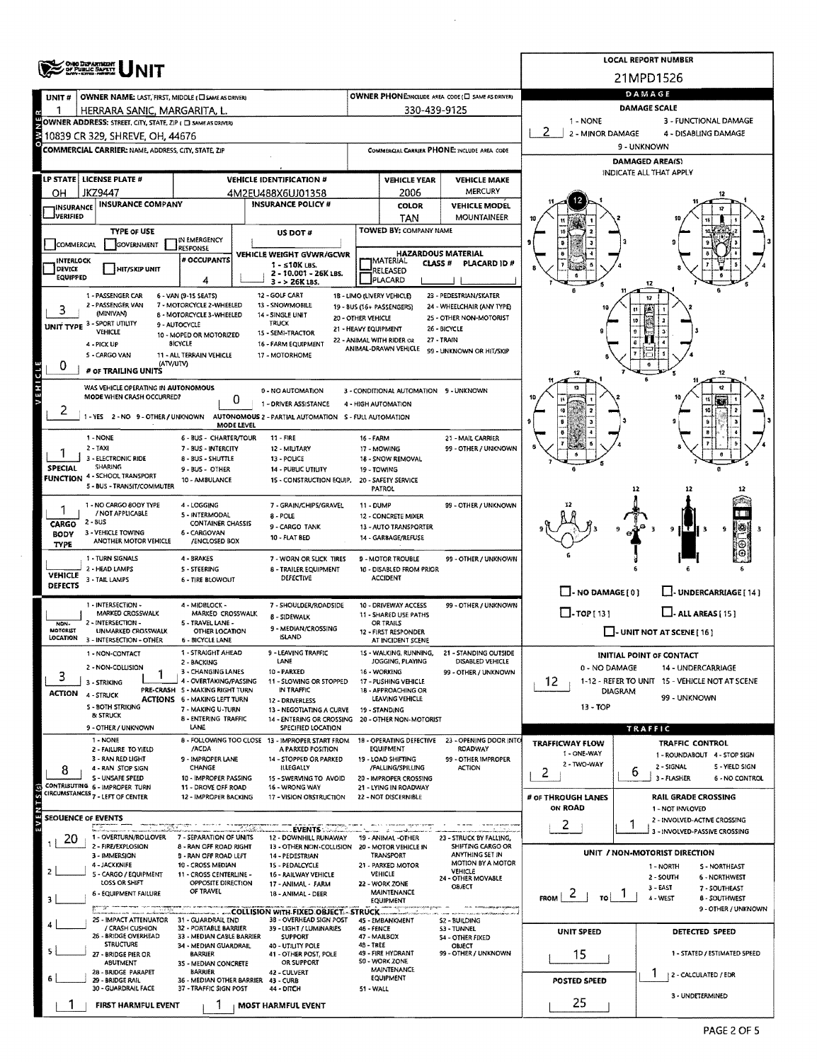# UNIT

**LOCAL REPORT NUMBER:** 21MPD1526

## Owner

| UNIT # | OWNER NAME: LAST, FIRST, MIDDLE (☐ SAME AS DRIVER) | OWNER PHONE: INCLUDE AREA CODE (☐ SAME AS DRIVER) |
|---|---|---|
| 1 | HERRARA SANIC, MARGARITA, L. | 330-439-9125 |

**OWNER ADDRESS:** STREET, CITY, STATE, ZIP (☐ SAME AS DRIVER): 10839 CR 329, SHREVE, OH, 44676

**COMMERCIAL CARRIER:** NAME, ADDRESS, CITY, STATE, ZIP

**COMMERCIAL CARRIER PHONE:** INCLUDE AREA CODE

## Damage

**DAMAGE SCALE:** 2
1 - NONE; 2 - MINOR DAMAGE; 3 - FUNCTIONAL DAMAGE; 4 - DISABLING DAMAGE; 9 - UNKNOWN

**DAMAGED AREA(S)** — INDICATE ALL THAT APPLY: 12

☐ - NO DAMAGE [0] ☐ - UNDERCARRIAGE [14] ☐ - TOP [13] ☐ - ALL AREAS [15] ☐ - UNIT NOT AT SCENE [16]

**INITIAL POINT OF CONTACT:** 12
0 - NO DAMAGE; 14 - UNDERCARRIAGE; 1-12 - REFER TO UNIT DIAGRAM; 15 - VEHICLE NOT AT SCENE; 13 - TOP; 99 - UNKNOWN

## Vehicle

| LP STATE | LICENSE PLATE # | VEHICLE IDENTIFICATION # | VEHICLE YEAR | VEHICLE MAKE |
|---|---|---|---|---|
| OH | JKZ9447 | 4M2EU488X6UJ01358 | 2006 | MERCURY |

| INSURANCE VERIFIED | INSURANCE COMPANY | INSURANCE POLICY # | COLOR | VEHICLE MODEL |
|---|---|---|---|---|
| ☐ | | | TAN | MOUNTAINEER |

**TYPE OF USE:** ☐ COMMERCIAL ☐ GOVERNMENT ☐ IN EMERGENCY RESPONSE
**US DOT #:**
**TOWED BY:** COMPANY NAME
☐ INTERLOCK DEVICE EQUIPPED ☐ HIT/SKIP UNIT
**# OCCUPANTS:** 4
**VEHICLE WEIGHT GVWR/GCWR:** 1 - ≤10K LBS.; 2 - 10.001 - 26K LBS.; 3 - > 26K LBS.
**HAZARDOUS MATERIAL:** ☐ MATERIAL RELEASED ☐ PLACARD; CLASS #; PLACARD ID #

**UNIT TYPE:** 3
1 - PASSENGER CAR; 2 - PASSENGER VAN (MINIVAN); 3 - SPORT UTILITY VEHICLE; 4 - PICK UP; 5 - CARGO VAN; 6 - VAN (9-15 SEATS); 7 - MOTORCYCLE 2-WHEELED; 8 - MOTORCYCLE 3-WHEELED; 9 - AUTOCYCLE; 10 - MOPED OR MOTORIZED BICYCLE; 11 - ALL TERRAIN VEHICLE (ATV/UTV); 12 - GOLF CART; 13 - SNOWMOBILE; 14 - SINGLE UNIT TRUCK; 15 - SEMI-TRACTOR; 16 - FARM EQUIPMENT; 17 - MOTORHOME; 18 - LIMO (LIVERY VEHICLE); 19 - BUS (16+ PASSENGERS); 20 - OTHER VEHICLE; 21 - HEAVY EQUIPMENT; 22 - ANIMAL WITH RIDER OR ANIMAL-DRAWN VEHICLE; 23 - PEDESTRIAN/SKATER; 24 - WHEELCHAIR (ANY TYPE); 25 - OTHER NON-MOTORIST; 26 - BICYCLE; 27 - TRAIN; 99 - UNKNOWN OR HIT/SKIP

**# OF TRAILING UNITS:** 0

**WAS VEHICLE OPERATING IN AUTONOMOUS MODE WHEN CRASH OCCURRED?** 2 (1 - YES 2 - NO 9 - OTHER / UNKNOWN)
**AUTONOMOUS MODE LEVEL:** 0
0 - NO AUTOMATION; 1 - DRIVER ASSISTANCE; 2 - PARTIAL AUTOMATION; 3 - CONDITIONAL AUTOMATION; 4 - HIGH AUTOMATION; 5 - FULL AUTOMATION; 9 - UNKNOWN

**SPECIAL FUNCTION:** 1
1 - NONE; 2 - TAXI; 3 - ELECTRONIC RIDE SHARING; 4 - SCHOOL TRANSPORT; 5 - BUS - TRANSIT/COMMUTER; 6 - BUS - CHARTER/TOUR; 7 - BUS - INTERCITY; 8 - BUS - SHUTTLE; 9 - BUS - OTHER; 10 - AMBULANCE; 11 - FIRE; 12 - MILITARY; 13 - POLICE; 14 - PUBLIC UTILITY; 15 - CONSTRUCTION EQUIP.; 16 - FARM; 17 - MOWING; 18 - SNOW REMOVAL; 19 - TOWING; 20 - SAFETY SERVICE PATROL; 21 - MAIL CARRIER; 99 - OTHER / UNKNOWN

**CARGO BODY TYPE:** 1
1 - NO CARGO BODY TYPE / NOT APPLICABLE; 2 - BUS; 3 - VEHICLE TOWING ANOTHER MOTOR VEHICLE; 4 - LOGGING; 5 - INTERMODAL CONTAINER CHASSIS; 6 - CARGOVAN /ENCLOSED BOX; 7 - GRAIN/CHIPS/GRAVEL; 8 - POLE; 9 - CARGO TANK; 10 - FLAT BED; 11 - DUMP; 12 - CONCRETE MIXER; 13 - AUTO TRANSPORTER; 14 - GARBAGE/REFUSE; 99 - OTHER / UNKNOWN

**VEHICLE DEFECTS:**
1 - TURN SIGNALS; 2 - HEAD LAMPS; 3 - TAIL LAMPS; 4 - BRAKES; 5 - STEERING; 6 - TIRE BLOWOUT; 7 - WORN OR SLICK TIRES; 8 - TRAILER EQUIPMENT DEFECTIVE; 9 - MOTOR TROUBLE; 10 - DISABLED FROM PRIOR ACCIDENT; 99 - OTHER / UNKNOWN

**NON-MOTORIST LOCATION:**
1 - INTERSECTION - MARKED CROSSWALK; 2 - INTERSECTION - UNMARKED CROSSWALK; 3 - INTERSECTION - OTHER; 4 - MIDBLOCK - MARKED CROSSWALK; 5 - TRAVEL LANE - OTHER LOCATION; 6 - BICYCLE LANE; 7 - SHOULDER/ROADSIDE; 8 - SIDEWALK; 9 - MEDIAN/CROSSING ISLAND; 10 - DRIVEWAY ACCESS; 11 - SHARED USE PATHS OR TRAILS; 12 - FIRST RESPONDER AT INCIDENT SCENE; 99 - OTHER / UNKNOWN

**ACTION:** 3
1 - NON-CONTACT; 2 - NON-COLLISION; 3 - STRIKING; 4 - STRUCK; 5 - BOTH STRIKING & STRUCK; 9 - OTHER / UNKNOWN

**PRE-CRASH ACTIONS:** 1
1 - STRAIGHT AHEAD; 2 - BACKING; 3 - CHANGING LANES; 4 - OVERTAKING/PASSING; 5 - MAKING RIGHT TURN; 6 - MAKING LEFT TURN; 7 - MAKING U-TURN; 8 - ENTERING TRAFFIC LANE; 9 - LEAVING TRAFFIC LANE; 10 - PARKED; 11 - SLOWING OR STOPPED IN TRAFFIC; 12 - DRIVERLESS; 13 - NEGOTIATING A CURVE; 14 - ENTERING OR CROSSING SPECIFIED LOCATION; 15 - WALKING, RUNNING, JOGGING, PLAYING; 16 - WORKING; 17 - PUSHING VEHICLE; 18 - APPROACHING OR LEAVING VEHICLE; 19 - STANDING; 20 - OTHER NON-MOTORIST; 21 - STANDING OUTSIDE DISABLED VEHICLE; 99 - OTHER / UNKNOWN

**CONTRIBUTING CIRCUMSTANCES:** 8
1 - NONE; 2 - FAILURE TO YIELD; 3 - RAN RED LIGHT; 4 - RAN STOP SIGN; 5 - UNSAFE SPEED; 6 - IMPROPER TURN; 7 - LEFT OF CENTER; 8 - FOLLOWING TOO CLOSE /ACDA; 9 - IMPROPER LANE CHANGE; 10 - IMPROPER PASSING; 11 - DROVE OFF ROAD; 12 - IMPROPER BACKING; 13 - IMPROPER START FROM A PARKED POSITION; 14 - STOPPED OR PARKED ILLEGALLY; 15 - SWERVING TO AVOID; 16 - WRONG WAY; 17 - VISION OBSTRUCTION; 18 - OPERATING DEFECTIVE EQUIPMENT; 19 - LOAD SHIFTING /FALLING/SPILLING; 20 - IMPROPER CROSSING; 21 - LYING IN ROADWAY; 22 - NOT DISCERNIBLE; 23 - OPENING DOOR INTO ROADWAY; 99 - OTHER IMPROPER ACTION

## Events

**SEQUENCE OF EVENTS:** 1: 20; 2: ; 3: ; 4: ; 5: ; 6:

**EVENTS:** 1 - OVERTURN/ROLLOVER; 2 - FIRE/EXPLOSION; 3 - IMMERSION; 4 - JACKKNIFE; 5 - CARGO / EQUIPMENT LOSS OR SHIFT; 6 - EQUIPMENT FAILURE; 7 - SEPARATION OF UNITS; 8 - RAN OFF ROAD RIGHT; 9 - RAN OFF ROAD LEFT; 10 - CROSS MEDIAN; 11 - CROSS CENTERLINE - OPPOSITE DIRECTION OF TRAVEL; 12 - DOWNHILL RUNAWAY; 13 - OTHER NON-COLLISION; 14 - PEDESTRIAN; 15 - PEDALCYCLE; 16 - RAILWAY VEHICLE; 17 - ANIMAL - FARM; 18 - ANIMAL - DEER; 19 - ANIMAL -OTHER; 20 - MOTOR VEHICLE IN TRANSPORT; 21 - PARKED MOTOR VEHICLE; 22 - WORK ZONE MAINTENANCE EQUIPMENT; 23 - STRUCK BY FALLING, SHIFTING CARGO OR ANYTHING SET IN MOTION BY A MOTOR VEHICLE; 24 - OTHER MOVABLE OBJECT

**COLLISION WITH FIXED OBJECT - STRUCK:** 25 - IMPACT ATTENUATOR / CRASH CUSHION; 26 - BRIDGE OVERHEAD STRUCTURE; 27 - BRIDGE PIER OR ABUTMENT; 28 - BRIDGE PARAPET; 29 - BRIDGE RAIL; 30 - GUARDRAIL FACE; 31 - GUARDRAIL END; 32 - PORTABLE BARRIER; 33 - MEDIAN CABLE BARRIER; 34 - MEDIAN GUARDRAIL BARRIER; 35 - MEDIAN CONCRETE BARRIER; 36 - MEDIAN OTHER BARRIER; 37 - TRAFFIC SIGN POST; 38 - OVERHEAD SIGN POST; 39 - LIGHT / LUMINARIES SUPPORT; 40 - UTILITY POLE; 41 - OTHER POST, POLE OR SUPPORT; 42 - CULVERT; 43 - CURB; 44 - DITCH; 45 - EMBANKMENT; 46 - FENCE; 47 - MAILBOX; 48 - TREE; 49 - FIRE HYDRANT; 50 - WORK ZONE MAINTENANCE EQUIPMENT; 51 - WALL; 52 - BUILDING; 53 - TUNNEL; 54 - OTHER FIXED OBJECT; 99 - OTHER / UNKNOWN

**FIRST HARMFUL EVENT:** 1 **MOST HARMFUL EVENT:** 1

## Traffic

**TRAFFICWAY FLOW:** 2 (1 - ONE-WAY; 2 - TWO-WAY)

**TRAFFIC CONTROL:** 6
1 - ROUNDABOUT; 2 - SIGNAL; 3 - FLASHER; 4 - STOP SIGN; 5 - YIELD SIGN; 6 - NO CONTROL

**# OF THROUGH LANES ON ROAD:** 2

**RAIL GRADE CROSSING:** 1
1 - NOT INVOLVED; 2 - INVOLVED-ACTIVE CROSSING; 3 - INVOLVED-PASSIVE CROSSING

**UNIT / NON-MOTORIST DIRECTION:** FROM 2 TO 1
1 - NORTH; 2 - SOUTH; 3 - EAST; 4 - WEST; 5 - NORTHEAST; 6 - NORTHWEST; 7 - SOUTHEAST; 8 - SOUTHWEST; 9 - OTHER / UNKNOWN

**UNIT SPEED:** 15
**POSTED SPEED:** 25

**DETECTED SPEED:** 1
1 - STATED / ESTIMATED SPEED; 2 - CALCULATED / EDR; 3 - UNDETERMINED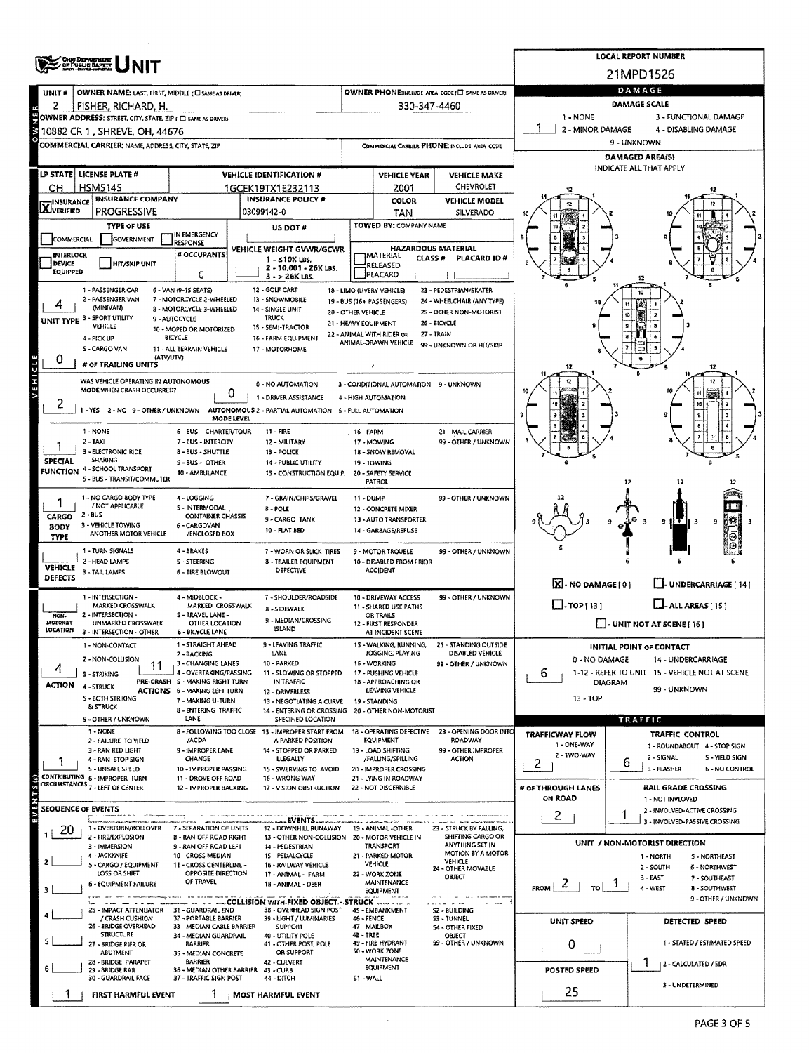# Ohio Department of Public Safety — UNIT

**LOCAL REPORT NUMBER:** 21MPD1526

## Owner

| Field | Value |
|---|---|
| UNIT # | 2 |
| OWNER NAME: LAST, FIRST, MIDDLE (☐ SAME AS DRIVER) | FISHER, RICHARD, H. |
| OWNER PHONE (INCLUDE AREA CODE) (☐ SAME AS DRIVER) | 330-347-4460 |
| OWNER ADDRESS: STREET, CITY, STATE, ZIP (☐ SAME AS DRIVER) | 10882 CR 1, SHREVE, OH, 44676 |
| COMMERCIAL CARRIER: NAME, ADDRESS, CITY, STATE, ZIP | |
| COMMERCIAL CARRIER PHONE: INCLUDE AREA CODE | |

## Vehicle

| LP STATE | LICENSE PLATE # | VEHICLE IDENTIFICATION # | VEHICLE YEAR | VEHICLE MAKE |
|---|---|---|---|---|
| OH | HSM5145 | 1GCEK19TX1E232113 | 2001 | CHEVROLET |

| INSURANCE | INSURANCE COMPANY | INSURANCE POLICY # | COLOR | VEHICLE MODEL |
|---|---|---|---|---|
| X VERIFIED | PROGRESSIVE | 03099142-0 | TAN | SILVERADO |

- **TYPE OF USE:** ☐ COMMERCIAL ☐ GOVERNMENT ☐ IN EMERGENCY RESPONSE
- **US DOT #:**
- **TOWED BY:** COMPANY NAME
- ☐ INTERLOCK DEVICE EQUIPPED ☐ HIT/SKIP UNIT
- **# OCCUPANTS:** 0
- **VEHICLE WEIGHT GVWR/GCWR:** 1 - ≤10K LBS. 2 - 10.001 - 26K LBS. 3 - > 26K LBS.
- **HAZARDOUS MATERIAL:** ☐ MATERIAL RELEASED CLASS # PLACARD ID # ☐ PLACARD

**UNIT TYPE:** 4
1 - PASSENGER CAR, 2 - PASSENGER VAN (MINIVAN), 3 - SPORT UTILITY VEHICLE, 4 - PICK UP, 5 - CARGO VAN, 6 - VAN (9-15 SEATS), 7 - MOTORCYCLE 2-WHEELED, 8 - MOTORCYCLE 3-WHEELED, 9 - AUTOCYCLE, 10 - MOPED OR MOTORIZED BICYCLE, 11 - ALL TERRAIN VEHICLE (ATV/UTV), 12 - GOLF CART, 13 - SNOWMOBILE, 14 - SINGLE UNIT TRUCK, 15 - SEMI-TRACTOR, 16 - FARM EQUIPMENT, 17 - MOTORHOME, 18 - LIMO (LIVERY VEHICLE), 19 - BUS (16+ PASSENGERS), 20 - OTHER VEHICLE, 21 - HEAVY EQUIPMENT, 22 - ANIMAL WITH RIDER OR ANIMAL-DRAWN VEHICLE, 23 - PEDESTRIAN/SKATER, 24 - WHEELCHAIR (ANY TYPE), 25 - OTHER NON-MOTORIST, 26 - BICYCLE, 27 - TRAIN, 99 - UNKNOWN OR HIT/SKIP

**# OF TRAILING UNITS:** 0

**WAS VEHICLE OPERATING IN AUTONOMOUS MODE WHEN CRASH OCCURRED?** 2
1 - YES, 2 - NO, 9 - OTHER / UNKNOWN

**AUTONOMOUS MODE LEVEL:** 0
0 - NO AUTOMATION, 1 - DRIVER ASSISTANCE, 2 - PARTIAL AUTOMATION, 3 - CONDITIONAL AUTOMATION, 4 - HIGH AUTOMATION, 5 - FULL AUTOMATION, 9 - UNKNOWN

**SPECIAL FUNCTION:** 1
1 - NONE, 2 - TAXI, 3 - ELECTRONIC RIDE SHARING, 4 - SCHOOL TRANSPORT, 5 - BUS - TRANSIT/COMMUTER, 6 - BUS - CHARTER/TOUR, 7 - BUS - INTERCITY, 8 - BUS - SHUTTLE, 9 - BUS - OTHER, 10 - AMBULANCE, 11 - FIRE, 12 - MILITARY, 13 - POLICE, 14 - PUBLIC UTILITY, 15 - CONSTRUCTION EQUIP., 16 - FARM, 17 - MOWING, 18 - SNOW REMOVAL, 19 - TOWING, 20 - SAFETY SERVICE PATROL, 21 - MAIL CARRIER, 99 - OTHER / UNKNOWN

**CARGO BODY TYPE:** 1
1 - NO CARGO BODY TYPE / NOT APPLICABLE, 2 - BUS, 3 - VEHICLE TOWING ANOTHER MOTOR VEHICLE, 4 - LOGGING, 5 - INTERMODAL CONTAINER CHASSIS, 6 - CARGOVAN /ENCLOSED BOX, 7 - GRAIN/CHIPS/GRAVEL, 8 - POLE, 9 - CARGO TANK, 10 - FLAT BED, 11 - DUMP, 12 - CONCRETE MIXER, 13 - AUTO TRANSPORTER, 14 - GARBAGE/REFUSE, 99 - OTHER / UNKNOWN

**VEHICLE DEFECTS:**
1 - TURN SIGNALS, 2 - HEAD LAMPS, 3 - TAIL LAMPS, 4 - BRAKES, 5 - STEERING, 6 - TIRE BLOWOUT, 7 - WORN OR SLICK TIRES, 8 - TRAILER EQUIPMENT DEFECTIVE, 9 - MOTOR TROUBLE, 10 - DISABLED FROM PRIOR ACCIDENT, 99 - OTHER / UNKNOWN

**NON-MOTORIST LOCATION:**
1 - INTERSECTION - MARKED CROSSWALK, 2 - INTERSECTION - UNMARKED CROSSWALK, 3 - INTERSECTION - OTHER, 4 - MIDBLOCK - MARKED CROSSWALK, 5 - TRAVEL LANE - OTHER LOCATION, 6 - BICYCLE LANE, 7 - SHOULDER/ROADSIDE, 8 - SIDEWALK, 9 - MEDIAN/CROSSING ISLAND, 10 - DRIVEWAY ACCESS, 11 - SHARED USE PATHS OR TRAILS, 12 - FIRST RESPONDER AT INCIDENT SCENE, 99 - OTHER / UNKNOWN

**ACTION:** 4
1 - NON-CONTACT, 2 - NON-COLLISION, 3 - STRIKING, 4 - STRUCK, 5 - BOTH STRIKING & STRUCK, 9 - OTHER / UNKNOWN

**PRE-CRASH ACTIONS:** 11
1 - STRAIGHT AHEAD, 2 - BACKING, 3 - CHANGING LANES, 4 - OVERTAKING/PASSING, 5 - MAKING RIGHT TURN, 6 - MAKING LEFT TURN, 7 - MAKING U-TURN, 8 - ENTERING TRAFFIC LANE, 9 - LEAVING TRAFFIC LANE, 10 - PARKED, 11 - SLOWING OR STOPPED IN TRAFFIC, 12 - DRIVERLESS, 13 - NEGOTIATING A CURVE, 14 - ENTERING OR CROSSING SPECIFIED LOCATION, 15 - WALKING, RUNNING, JOGGING, PLAYING, 16 - WORKING, 17 - PUSHING VEHICLE, 18 - APPROACHING OR LEAVING VEHICLE, 19 - STANDING, 20 - OTHER NON-MOTORIST, 21 - STANDING OUTSIDE DISABLED VEHICLE, 99 - OTHER / UNKNOWN

**CONTRIBUTING CIRCUMSTANCES:** 1
1 - NONE, 2 - FAILURE TO YIELD, 3 - RAN RED LIGHT, 4 - RAN STOP SIGN, 5 - UNSAFE SPEED, 6 - IMPROPER TURN, 7 - LEFT OF CENTER, 8 - FOLLOWING TOO CLOSE /ACDA, 9 - IMPROPER LANE CHANGE, 10 - IMPROPER PASSING, 11 - DROVE OFF ROAD, 12 - IMPROPER BACKING, 13 - IMPROPER START FROM A PARKED POSITION, 14 - STOPPED OR PARKED ILLEGALLY, 15 - SWERVING TO AVOID, 16 - WRONG WAY, 17 - VISION OBSTRUCTION, 18 - OPERATING DEFECTIVE EQUIPMENT, 19 - LOAD SHIFTING /FALLING/SPILLING, 20 - IMPROPER CROSSING, 21 - LYING IN ROADWAY, 22 - NOT DISCERNIBLE, 23 - OPENING DOOR INTO ROADWAY, 99 - OTHER IMPROPER ACTION

## Sequence of Events

| # | Event |
|---|---|
| 1 | 20 |
| 2 | |
| 3 | |
| 4 | |
| 5 | |
| 6 | |

**EVENTS:** 1 - OVERTURN/ROLLOVER, 2 - FIRE/EXPLOSION, 3 - IMMERSION, 4 - JACKKNIFE, 5 - CARGO / EQUIPMENT LOSS OR SHIFT, 6 - EQUIPMENT FAILURE, 7 - SEPARATION OF UNITS, 8 - RAN OFF ROAD RIGHT, 9 - RAN OFF ROAD LEFT, 10 - CROSS MEDIAN, 11 - CROSS CENTERLINE - OPPOSITE DIRECTION OF TRAVEL, 12 - DOWNHILL RUNAWAY, 13 - OTHER NON-COLLISION, 14 - PEDESTRIAN, 15 - PEDALCYCLE, 16 - RAILWAY VEHICLE, 17 - ANIMAL - FARM, 18 - ANIMAL - DEER, 19 - ANIMAL -OTHER, 20 - MOTOR VEHICLE IN TRANSPORT, 21 - PARKED MOTOR VEHICLE, 22 - WORK ZONE MAINTENANCE EQUIPMENT, 23 - STRUCK BY FALLING, SHIFTING CARGO OR ANYTHING SET IN MOTION BY A MOTOR VEHICLE, 24 - OTHER MOVABLE OBJECT

**COLLISION WITH FIXED OBJECT - STRUCK:** 25 - IMPACT ATTENUATOR / CRASH CUSHION, 26 - BRIDGE OVERHEAD STRUCTURE, 27 - BRIDGE PIER OR ABUTMENT, 28 - BRIDGE PARAPET, 29 - BRIDGE RAIL, 30 - GUARDRAIL FACE, 31 - GUARDRAIL END, 32 - PORTABLE BARRIER, 33 - MEDIAN CABLE BARRIER, 34 - MEDIAN GUARDRAIL BARRIER, 35 - MEDIAN CONCRETE BARRIER, 36 - MEDIAN OTHER BARRIER, 37 - TRAFFIC SIGN POST, 38 - OVERHEAD SIGN POST, 39 - LIGHT / LUMINARIES SUPPORT, 40 - UTILITY POLE, 41 - OTHER POST, POLE OR SUPPORT, 42 - CULVERT, 43 - CURB, 44 - DITCH, 45 - EMBANKMENT, 46 - FENCE, 47 - MAILBOX, 48 - TREE, 49 - FIRE HYDRANT, 50 - WORK ZONE MAINTENANCE EQUIPMENT, 51 - WALL, 52 - BUILDING, 53 - TUNNEL, 54 - OTHER FIXED OBJECT, 99 - OTHER / UNKNOWN

**FIRST HARMFUL EVENT:** 1 **MOST HARMFUL EVENT:** 1

## Damage

**DAMAGE SCALE:** 1
1 - NONE, 2 - MINOR DAMAGE, 3 - FUNCTIONAL DAMAGE, 4 - DISABLING DAMAGE, 9 - UNKNOWN

**DAMAGED AREA(S)** — INDICATE ALL THAT APPLY

- ☒ NO DAMAGE [0]
- ☐ UNDERCARRIAGE [14]
- ☐ TOP [13]
- ☐ ALL AREAS [15]
- ☐ UNIT NOT AT SCENE [16]

**INITIAL POINT OF CONTACT:** 6
0 - NO DAMAGE, 1-12 - REFER TO UNIT DIAGRAM, 13 - TOP, 14 - UNDERCARRIAGE, 15 - VEHICLE NOT AT SCENE, 99 - UNKNOWN

## Traffic

**TRAFFICWAY FLOW:** 2
1 - ONE-WAY, 2 - TWO-WAY

**TRAFFIC CONTROL:** 6
1 - ROUNDABOUT, 2 - SIGNAL, 3 - FLASHER, 4 - STOP SIGN, 5 - YIELD SIGN, 6 - NO CONTROL

**# OF THROUGH LANES ON ROAD:** 2

**RAIL GRADE CROSSING:** 1
1 - NOT INVLOVED, 2 - INVOLVED-ACTIVE CROSSING, 3 - INVOLVED-PASSIVE CROSSING

**UNIT / NON-MOTORIST DIRECTION:** FROM 2 TO 1
1 - NORTH, 2 - SOUTH, 3 - EAST, 4 - WEST, 5 - NORTHEAST, 6 - NORTHWEST, 7 - SOUTHEAST, 8 - SOUTHWEST, 9 - OTHER / UNKNOWN

**UNIT SPEED:** 0

**POSTED SPEED:** 25

**DETECTED SPEED:** 1
1 - STATED / ESTIMATED SPEED, 2 - CALCULATED / EDR, 3 - UNDETERMINED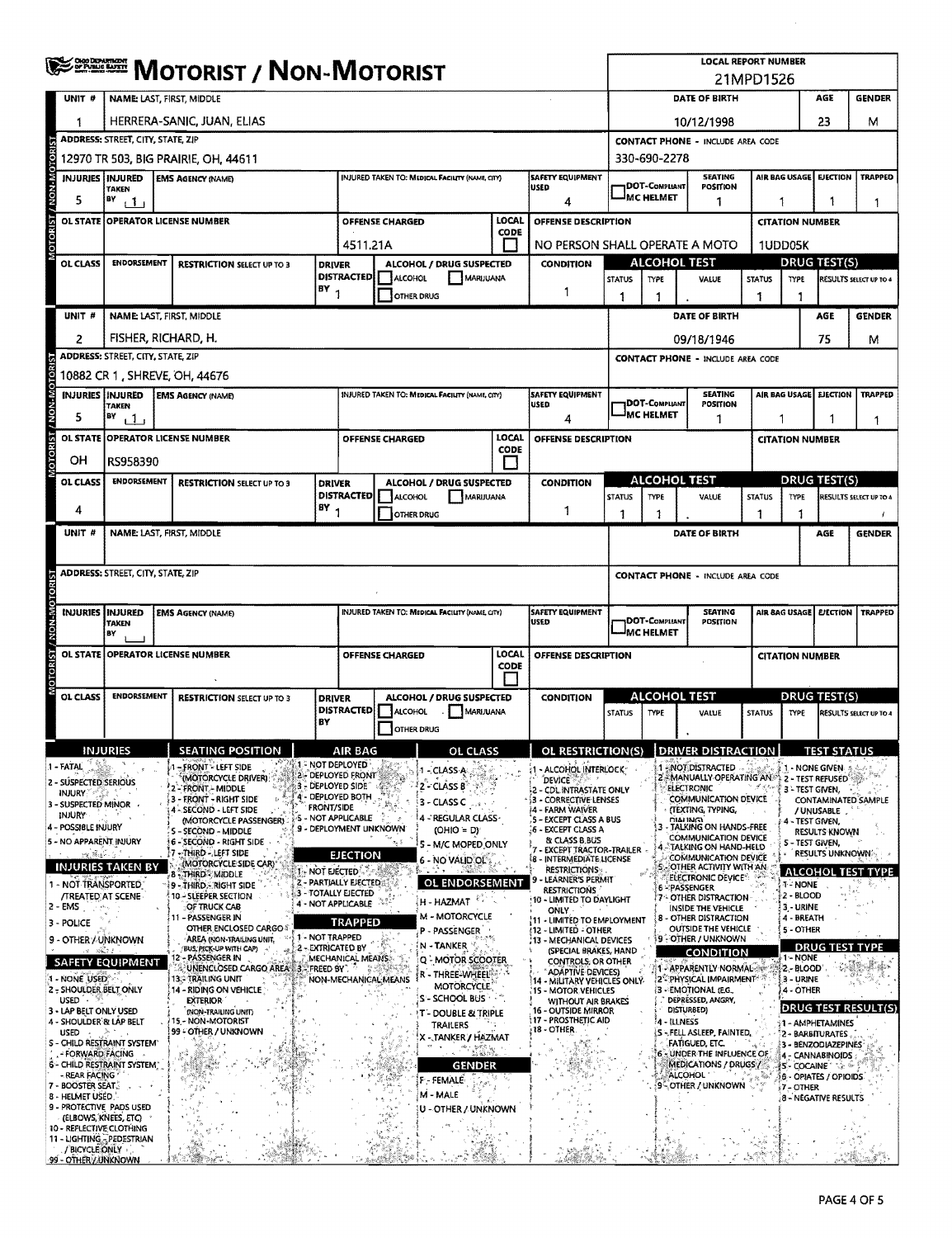# MOTORIST / NON-MOTORIST

**LOCAL REPORT NUMBER:** 21MPD1526

## Unit 1

| UNIT # | NAME: LAST, FIRST, MIDDLE | DATE OF BIRTH | AGE | GENDER |
|---|---|---|---|---|
| 1 | HERRERA-SANIC, JUAN, ELIAS | 10/12/1998 | 23 | M |

| ADDRESS: STREET, CITY, STATE, ZIP | CONTACT PHONE - INCLUDE AREA CODE |
|---|---|
| 12970 TR 503, BIG PRAIRIE, OH, 44611 | 330-690-2278 |

| INJURIES | INJURED TAKEN BY | EMS AGENCY (NAME) | INJURED TAKEN TO: MEDICAL FACILITY (NAME, CITY) | SAFETY EQUIPMENT USED | DOT-COMPLIANT MC HELMET | SEATING POSITION | AIR BAG USAGE | EJECTION | TRAPPED |
|---|---|---|---|---|---|---|---|---|---|
| 5 | 1 | | | 4 | | 1 | 1 | 1 | 1 |

| OL STATE | OPERATOR LICENSE NUMBER | OFFENSE CHARGED | LOCAL CODE | OFFENSE DESCRIPTION | CITATION NUMBER |
|---|---|---|---|---|---|
| | | 4511.21A | | NO PERSON SHALL OPERATE A MOTO | 1UDD05K |

| OL CLASS | ENDORSEMENT | RESTRICTION SELECT UP TO 3 | DRIVER DISTRACTED BY | ALCOHOL / DRUG SUSPECTED | CONDITION | ALCOHOL TEST STATUS | ALCOHOL TEST TYPE | ALCOHOL TEST VALUE | DRUG TEST STATUS | DRUG TEST TYPE | DRUG TEST RESULTS |
|---|---|---|---|---|---|---|---|---|---|---|---|
| | | | 1 | | 1 | 1 | 1 | . | 1 | 1 | |

## Unit 2

| UNIT # | NAME: LAST, FIRST, MIDDLE | DATE OF BIRTH | AGE | GENDER |
|---|---|---|---|---|
| 2 | FISHER, RICHARD, H. | 09/18/1946 | 75 | M |

| ADDRESS: STREET, CITY, STATE, ZIP | CONTACT PHONE - INCLUDE AREA CODE |
|---|---|
| 10882 CR 1 , SHREVE, OH, 44676 | |

| INJURIES | INJURED TAKEN BY | EMS AGENCY (NAME) | INJURED TAKEN TO: MEDICAL FACILITY (NAME, CITY) | SAFETY EQUIPMENT USED | DOT-COMPLIANT MC HELMET | SEATING POSITION | AIR BAG USAGE | EJECTION | TRAPPED |
|---|---|---|---|---|---|---|---|---|---|
| 5 | 1 | | | 4 | | 1 | 1 | 1 | 1 |

| OL STATE | OPERATOR LICENSE NUMBER | OFFENSE CHARGED | LOCAL CODE | OFFENSE DESCRIPTION | CITATION NUMBER |
|---|---|---|---|---|---|
| OH | RS958390 | | | | |

| OL CLASS | ENDORSEMENT | RESTRICTION SELECT UP TO 3 | DRIVER DISTRACTED BY | ALCOHOL / DRUG SUSPECTED | CONDITION | ALCOHOL TEST STATUS | ALCOHOL TEST TYPE | ALCOHOL TEST VALUE | DRUG TEST STATUS | DRUG TEST TYPE | DRUG TEST RESULTS |
|---|---|---|---|---|---|---|---|---|---|---|---|
| 4 | | | 1 | | 1 | 1 | 1 | . | 1 | 1 | |

## Unit (blank)

| UNIT # | NAME: LAST, FIRST, MIDDLE | DATE OF BIRTH | AGE | GENDER |
|---|---|---|---|---|
| | | | | |

## Codes

**INJURIES**
1 - FATAL
2 - SUSPECTED SERIOUS INJURY
3 - SUSPECTED MINOR INJURY
4 - POSSIBLE INJURY
5 - NO APPARENT INJURY

**INJURIES TAKEN BY**
1 - NOT TRANSPORTED /TREATED AT SCENE
2 - EMS
3 - POLICE
9 - OTHER / UNKNOWN

**SAFETY EQUIPMENT**
1 - NONE USED
2 - SHOULDER BELT ONLY USED
3 - LAP BELT ONLY USED
4 - SHOULDER & LAP BELT USED
5 - CHILD RESTRAINT SYSTEM - FORWARD FACING
6 - CHILD RESTRAINT SYSTEM - REAR FACING
7 - BOOSTER SEAT
8 - HELMET USED
9 - PROTECTIVE PADS USED (ELBOWS, KNEES, ETC)
10 - REFLECTIVE CLOTHING
11 - LIGHTING - PEDESTRIAN / BICYCLE ONLY
99 - OTHER / UNKNOWN

**SEATING POSITION**
1 - FRONT - LEFT SIDE (MOTORCYCLE DRIVER)
2 - FRONT - MIDDLE
3 - FRONT - RIGHT SIDE
4 - SECOND - LEFT SIDE (MOTORCYCLE PASSENGER)
5 - SECOND - MIDDLE
6 - SECOND - RIGHT SIDE
7 - THIRD - LEFT SIDE (MOTORCYCLE SIDE CAR)
8 - THIRD - MIDDLE
9 - THIRD - RIGHT SIDE
10 - SLEEPER SECTION OF TRUCK CAB
11 - PASSENGER IN OTHER ENCLOSED CARGO AREA (NON-TRAILING UNIT, BUS, PICK-UP WITH CAP)
12 - PASSENGER IN UNENCLOSED CARGO AREA
13 - TRAILING UNIT
14 - RIDING ON VEHICLE EXTERIOR (NON-TRAILING UNIT)
15 - NON-MOTORIST
99 - OTHER / UNKNOWN

**AIR BAG**
1 - NOT DEPLOYED
2 - DEPLOYED FRONT
3 - DEPLOYED SIDE
4 - DEPLOYED BOTH FRONT/SIDE
5 - NOT APPLICABLE
9 - DEPLOYMENT UNKNOWN

**EJECTION**
1 - NOT EJECTED
2 - PARTIALLY EJECTED
3 - TOTALLY EJECTED
4 - NOT APPLICABLE

**TRAPPED**
1 - NOT TRAPPED
2 - EXTRICATED BY MECHANICAL MEANS
3 - FREED BY NON-MECHANICAL MEANS

**OL CLASS**
1 - CLASS A
2 - CLASS B
3 - CLASS C
4 - REGULAR CLASS (OHIO = D)
5 - M/C MOPED ONLY
6 - NO VALID OL

**OL ENDORSEMENT**
H - HAZMAT
M - MOTORCYCLE
P - PASSENGER
N - TANKER
Q - MOTOR SCOOTER
R - THREE-WHEEL MOTORCYCLE
S - SCHOOL BUS
T - DOUBLE & TRIPLE TRAILERS
X - TANKER / HAZMAT

**GENDER**
F - FEMALE
M - MALE
U - OTHER / UNKNOWN

**OL RESTRICTION(S)**
1 - ALCOHOL INTERLOCK DEVICE
2 - CDL INTRASTATE ONLY
3 - CORRECTIVE LENSES
4 - FARM WAIVER
5 - EXCEPT CLASS A BUS
6 - EXCEPT CLASS A & CLASS B BUS
7 - EXCEPT TRACTOR-TRAILER
8 - INTERMEDIATE LICENSE RESTRICTIONS
9 - LEARNER'S PERMIT RESTRICTIONS
10 - LIMITED TO DAYLIGHT ONLY
11 - LIMITED TO EMPLOYMENT
12 - LIMITED - OTHER
13 - MECHANICAL DEVICES (SPECIAL BRAKES, HAND CONTROLS, OR OTHER ADAPTIVE DEVICES)
14 - MILITARY VEHICLES ONLY
15 - MOTOR VEHICLES WITHOUT AIR BRAKES
16 - OUTSIDE MIRROR
17 - PROSTHETIC AID
18 - OTHER

**DRIVER DISTRACTION**
1 - NOT DISTRACTED
2 - MANUALLY OPERATING AN ELECTRONIC COMMUNICATION DEVICE (TEXTING, TYPING, DIALING)
3 - TALKING ON HANDS-FREE COMMUNICATION DEVICE
4 - TALKING ON HAND-HELD COMMUNICATION DEVICE
5 - OTHER ACTIVITY WITH AN ELECTRONIC DEVICE
6 - PASSENGER
7 - OTHER DISTRACTION INSIDE THE VEHICLE
8 - OTHER DISTRACTION OUTSIDE THE VEHICLE
9 - OTHER / UNKNOWN

**CONDITION**
1 - APPARENTLY NORMAL
2 - PHYSICAL IMPAIRMENT
3 - EMOTIONAL (E.G., DEPRESSED, ANGRY, DISTURBED)
4 - ILLNESS
5 - FELL ASLEEP, FAINTED, FATIGUED, ETC.
6 - UNDER THE INFLUENCE OF MEDICATIONS / DRUGS / ALCOHOL
9 - OTHER / UNKNOWN

**TEST STATUS**
1 - NONE GIVEN
2 - TEST REFUSED
3 - TEST GIVEN, CONTAMINATED SAMPLE / UNUSABLE
4 - TEST GIVEN, RESULTS KNOWN
5 - TEST GIVEN, RESULTS UNKNOWN

**ALCOHOL TEST TYPE**
1 - NONE
2 - BLOOD
3 - URINE
4 - BREATH
5 - OTHER

**DRUG TEST TYPE**
1 - NONE
2 - BLOOD
3 - URINE
4 - OTHER

**DRUG TEST RESULT(S)**
1 - AMPHETAMINES
2 - BARBITURATES
3 - BENZODIAZEPINES
4 - CANNABINOIDS
5 - COCAINE
6 - OPIATES / OPIOIDS
7 - OTHER
8 - NEGATIVE RESULTS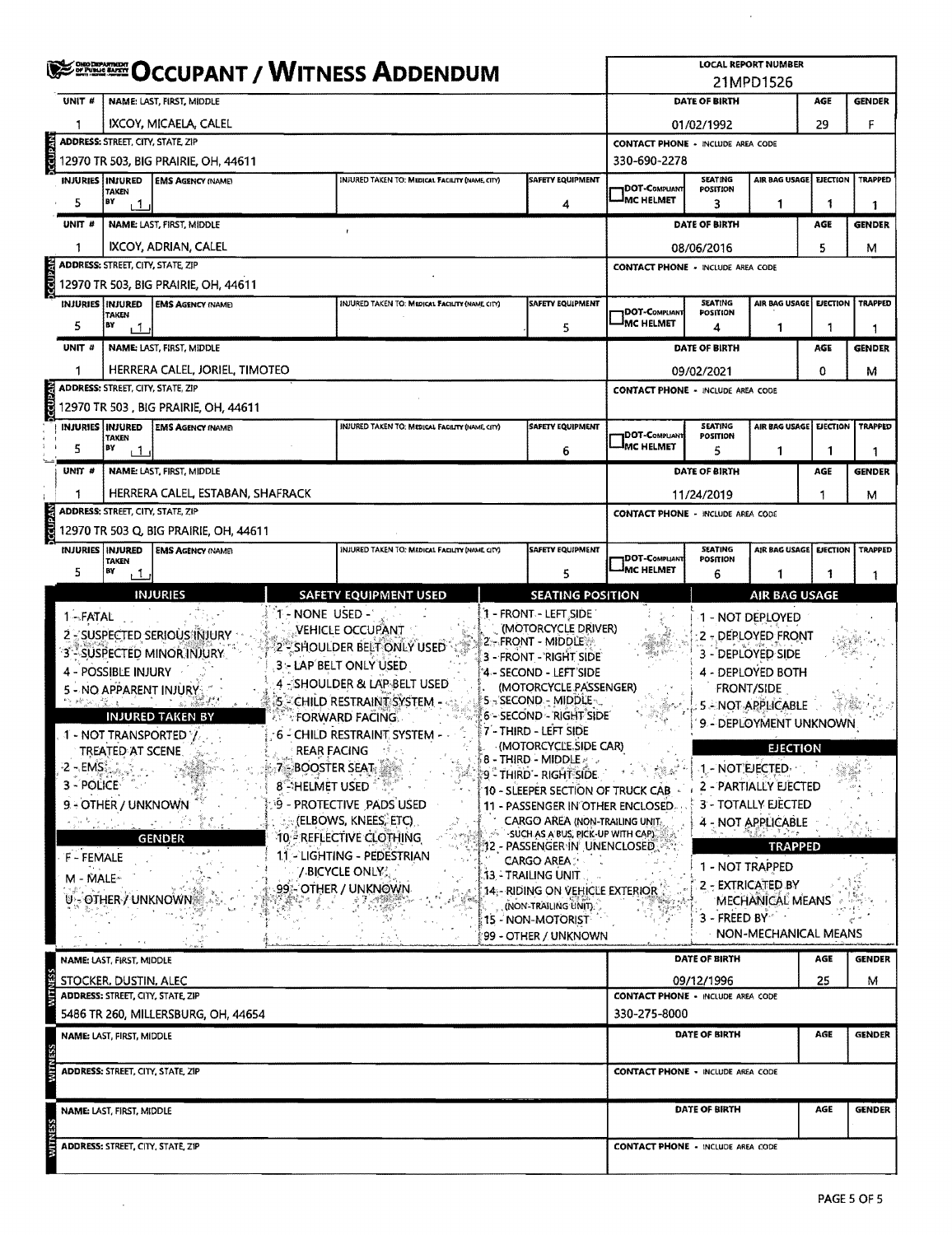# OCCUPANT / WITNESS ADDENDUM

**LOCAL REPORT NUMBER:** 21MPD1526

## Occupant

| UNIT # | NAME: LAST, FIRST, MIDDLE | DATE OF BIRTH | AGE | GENDER |
|---|---|---|---|---|
| 1 | IXCOY, MICAELA, CALEL | 01/02/1992 | 29 | F |

**ADDRESS:** 12970 TR 503, BIG PRAIRIE, OH, 44611
**CONTACT PHONE:** 330-690-2278

| INJURIES | INJURED TAKEN BY | EMS AGENCY (NAME) | INJURED TAKEN TO: MEDICAL FACILITY (NAME, CITY) | SAFETY EQUIPMENT | DOT-COMPLIANT MC HELMET | SEATING POSITION | AIR BAG USAGE | EJECTION | TRAPPED |
|---|---|---|---|---|---|---|---|---|---|
| 5 | 1 | | | 4 | | 3 | 1 | 1 | 1 |

## Occupant

| UNIT # | NAME: LAST, FIRST, MIDDLE | DATE OF BIRTH | AGE | GENDER |
|---|---|---|---|---|
| 1 | IXCOY, ADRIAN, CALEL | 08/06/2016 | 5 | M |

**ADDRESS:** 12970 TR 503, BIG PRAIRIE, OH, 44611
**CONTACT PHONE:**

| INJURIES | INJURED TAKEN BY | EMS AGENCY (NAME) | INJURED TAKEN TO: MEDICAL FACILITY (NAME, CITY) | SAFETY EQUIPMENT | DOT-COMPLIANT MC HELMET | SEATING POSITION | AIR BAG USAGE | EJECTION | TRAPPED |
|---|---|---|---|---|---|---|---|---|---|
| 5 | 1 | | | 5 | | 4 | 1 | 1 | 1 |

## Occupant

| UNIT # | NAME: LAST, FIRST, MIDDLE | DATE OF BIRTH | AGE | GENDER |
|---|---|---|---|---|
| 1 | HERRERA CALEL, JORIEL, TIMOTEO | 09/02/2021 | 0 | M |

**ADDRESS:** 12970 TR 503 , BIG PRAIRIE, OH, 44611
**CONTACT PHONE:**

| INJURIES | INJURED TAKEN BY | EMS AGENCY (NAME) | INJURED TAKEN TO: MEDICAL FACILITY (NAME, CITY) | SAFETY EQUIPMENT | DOT-COMPLIANT MC HELMET | SEATING POSITION | AIR BAG USAGE | EJECTION | TRAPPED |
|---|---|---|---|---|---|---|---|---|---|
| 5 | 1 | | | 6 | | 5 | 1 | 1 | 1 |

## Occupant

| UNIT # | NAME: LAST, FIRST, MIDDLE | DATE OF BIRTH | AGE | GENDER |
|---|---|---|---|---|
| 1 | HERRERA CALEL, ESTABAN, SHAFRACK | 11/24/2019 | 1 | M |

**ADDRESS:** 12970 TR 503 Q, BIG PRAIRIE, OH, 44611
**CONTACT PHONE:**

| INJURIES | INJURED TAKEN BY | EMS AGENCY (NAME) | INJURED TAKEN TO: MEDICAL FACILITY (NAME, CITY) | SAFETY EQUIPMENT | DOT-COMPLIANT MC HELMET | SEATING POSITION | AIR BAG USAGE | EJECTION | TRAPPED |
|---|---|---|---|---|---|---|---|---|---|
| 5 | 1 | | | 5 | | 6 | 1 | 1 | 1 |

## Codes

**INJURIES**
1 - FATAL
2 - SUSPECTED SERIOUS INJURY
3 - SUSPECTED MINOR INJURY
4 - POSSIBLE INJURY
5 - NO APPARENT INJURY

**INJURED TAKEN BY**
1 - NOT TRANSPORTED / TREATED AT SCENE
2 - EMS
3 - POLICE
9 - OTHER / UNKNOWN

**GENDER**
F - FEMALE
M - MALE
U - OTHER / UNKNOWN

**SAFETY EQUIPMENT USED**
1 - NONE USED - VEHICLE OCCUPANT
2 - SHOULDER BELT ONLY USED
3 - LAP BELT ONLY USED
4 - SHOULDER & LAP BELT USED
5 - CHILD RESTRAINT SYSTEM - FORWARD FACING
6 - CHILD RESTRAINT SYSTEM - REAR FACING
7 - BOOSTER SEAT
8 - HELMET USED
9 - PROTECTIVE PADS USED (ELBOWS, KNEES, ETC)
10 - REFLECTIVE CLOTHING
11 - LIGHTING - PEDESTRIAN / BICYCLE ONLY
99 - OTHER / UNKNOWN

**SEATING POSITION**
1 - FRONT - LEFT SIDE (MOTORCYCLE DRIVER)
2 - FRONT - MIDDLE
3 - FRONT - RIGHT SIDE
4 - SECOND - LEFT SIDE (MOTORCYCLE PASSENGER)
5 - SECOND - MIDDLE
6 - SECOND - RIGHT SIDE
7 - THIRD - LEFT SIDE (MOTORCYCLE SIDE CAR)
8 - THIRD - MIDDLE
9 - THIRD - RIGHT SIDE
10 - SLEEPER SECTION OF TRUCK CAB
11 - PASSENGER IN OTHER ENCLOSED CARGO AREA (NON-TRAILING UNIT, SUCH AS A BUS, PICK-UP WITH CAP)
12 - PASSENGER IN UNENCLOSED CARGO AREA
13 - TRAILING UNIT
14 - RIDING ON VEHICLE EXTERIOR (NON-TRAILING UNIT)
15 - NON-MOTORIST
99 - OTHER / UNKNOWN

**AIR BAG USAGE**
1 - NOT DEPLOYED
2 - DEPLOYED FRONT
3 - DEPLOYED SIDE
4 - DEPLOYED BOTH FRONT/SIDE
5 - NOT APPLICABLE
9 - DEPLOYMENT UNKNOWN

**EJECTION**
1 - NOT EJECTED
2 - PARTIALLY EJECTED
3 - TOTALLY EJECTED
4 - NOT APPLICABLE

**TRAPPED**
1 - NOT TRAPPED
2 - EXTRICATED BY MECHANICAL MEANS
3 - FREED BY NON-MECHANICAL MEANS

## Witness

| NAME: LAST, FIRST, MIDDLE | DATE OF BIRTH | AGE | GENDER |
|---|---|---|---|
| STOCKER, DUSTIN, ALEC | 09/12/1996 | 25 | M |

**ADDRESS:** 5486 TR 260, MILLERSBURG, OH, 44654
**CONTACT PHONE:** 330-275-8000

## Witness

| NAME: LAST, FIRST, MIDDLE | DATE OF BIRTH | AGE | GENDER |
|---|---|---|---|
| | | | |

**ADDRESS:**
**CONTACT PHONE:**

## Witness

| NAME: LAST, FIRST, MIDDLE | DATE OF BIRTH | AGE | GENDER |
|---|---|---|---|
| | | | |

**ADDRESS:**
**CONTACT PHONE:**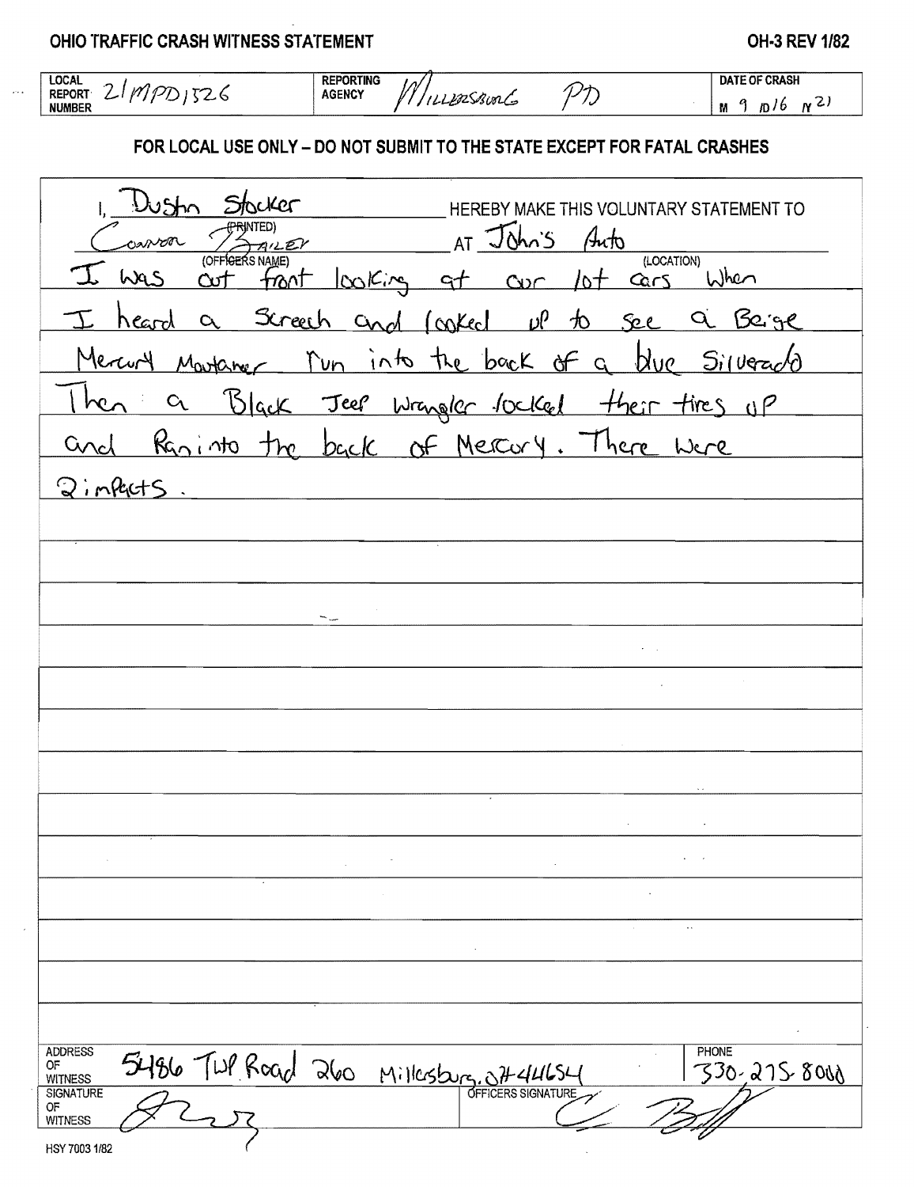**OHIO TRAFFIC CRASH WITNESS STATEMENT** **OH-3 REV 1/82**

| LOCAL REPORT NUMBER | REPORTING AGENCY | DATE OF CRASH |
| --- | --- | --- |
| 21MPD1526 | Millersburg PD | M 9 D 16 Y 21 |

## FOR LOCAL USE ONLY – DO NOT SUBMIT TO THE STATE EXCEPT FOR FATAL CRASHES

I, Dustn Stocker (PRINTED) HEREBY MAKE THIS VOLUNTARY STATEMENT TO Connor Bailey (OFFICERS NAME) AT John's Auto (LOCATION)

I was out front looking at our lot cars When I heard a Screech and looked up to see a Beige Mercury Mountaner run into the back of a blue Silverado Then a Black Jeep Wrangler locked their tires up and Ran into the back of Mercury. There were 2 impacts.

ADDRESS OF WITNESS: 5486 TWP Road 260 Millersburg, OH 44654

PHONE: 330-275-8000

SIGNATURE OF WITNESS: [signature]

OFFICERS SIGNATURE: [signature]

HSY 7003 1/82